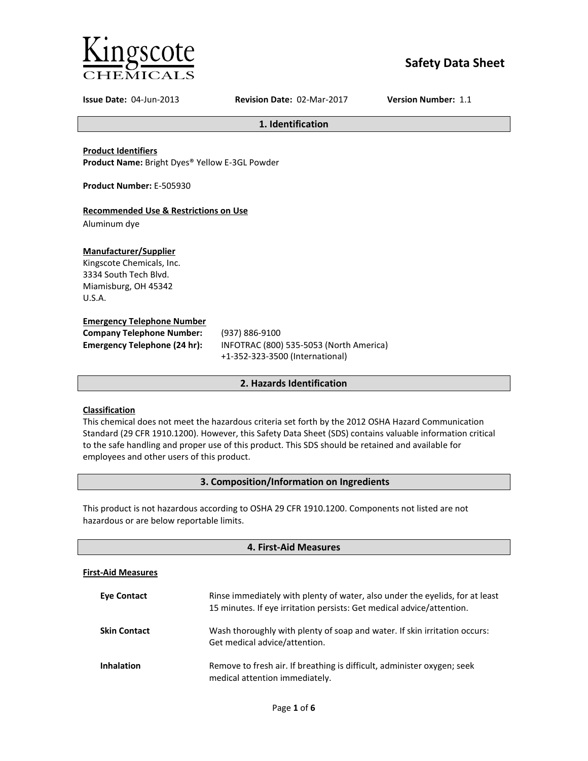Kingscote CHEMICALS

# Safety Data Sheet

**Issue Date:** 04-Jun-2013 **Revision Date:** 02-Mar-2017 **Version Number:** 1.1

## 1. Identification

**Product Identifiers**
**Product Name:** Bright Dyes® Yellow E-3GL Powder

**Product Number:** E-505930

**Recommended Use & Restrictions on Use**
Aluminum dye

**Manufacturer/Supplier**
Kingscote Chemicals, Inc.
3334 South Tech Blvd.
Miamisburg, OH 45342
U.S.A.

**Emergency Telephone Number**

| | |
|---|---|
| **Company Telephone Number:** | (937) 886-9100 |
| **Emergency Telephone (24 hr):** | INFOTRAC (800) 535-5053 (North America)<br>+1-352-323-3500 (International) |

## 2. Hazards Identification

**Classification**
This chemical does not meet the hazardous criteria set forth by the 2012 OSHA Hazard Communication Standard (29 CFR 1910.1200). However, this Safety Data Sheet (SDS) contains valuable information critical to the safe handling and proper use of this product. This SDS should be retained and available for employees and other users of this product.

## 3. Composition/Information on Ingredients

This product is not hazardous according to OSHA 29 CFR 1910.1200. Components not listed are not hazardous or are below reportable limits.

## 4. First-Aid Measures

**First-Aid Measures**

| | |
|---|---|
| **Eye Contact** | Rinse immediately with plenty of water, also under the eyelids, for at least 15 minutes. If eye irritation persists: Get medical advice/attention. |
| **Skin Contact** | Wash thoroughly with plenty of soap and water. If skin irritation occurs: Get medical advice/attention. |
| **Inhalation** | Remove to fresh air. If breathing is difficult, administer oxygen; seek medical attention immediately. |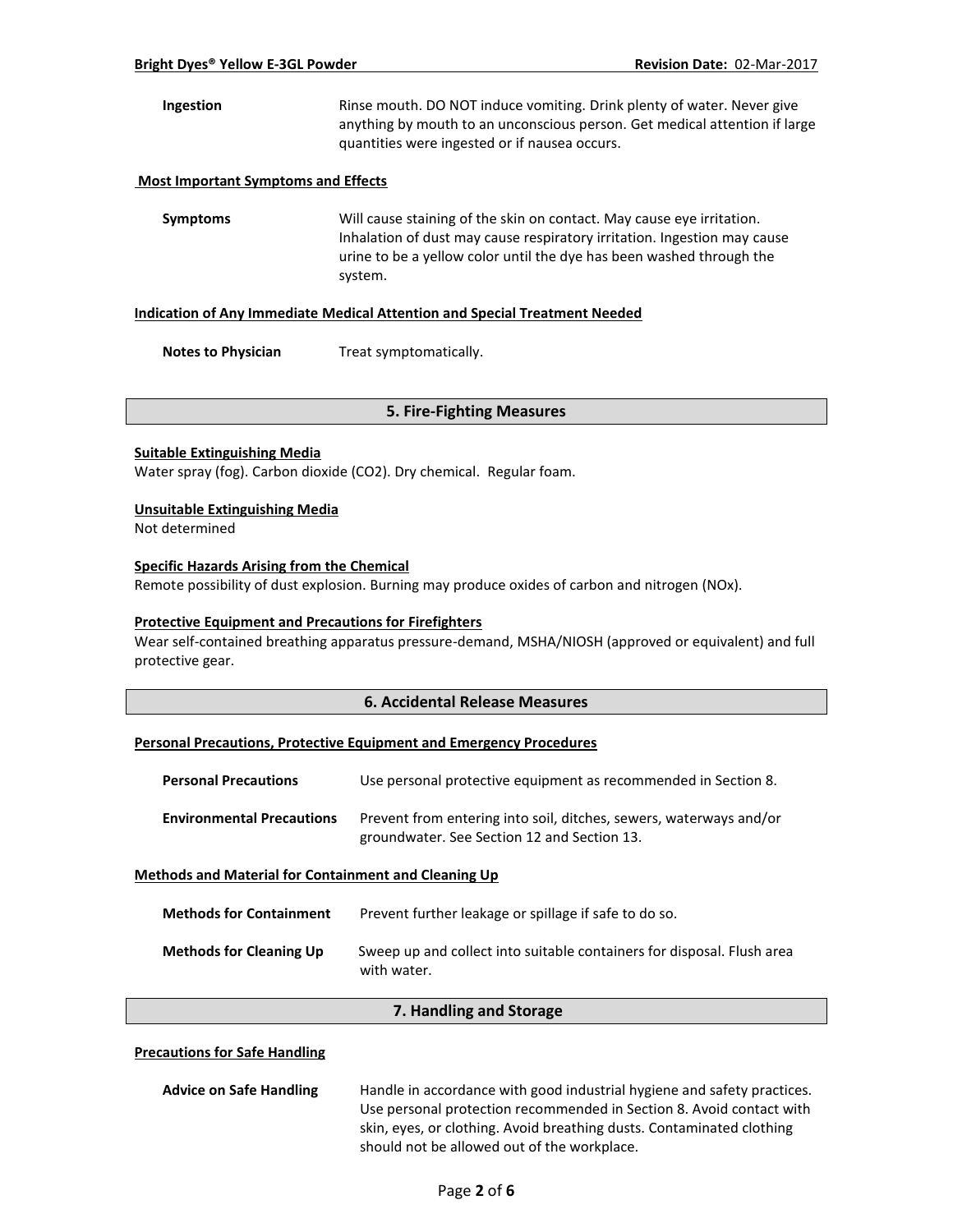| | |
|---|---|
| **Ingestion** | Rinse mouth. DO NOT induce vomiting. Drink plenty of water. Never give anything by mouth to an unconscious person. Get medical attention if large quantities were ingested or if nausea occurs. |

**Most Important Symptoms and Effects**

| | |
|---|---|
| **Symptoms** | Will cause staining of the skin on contact. May cause eye irritation. Inhalation of dust may cause respiratory irritation. Ingestion may cause urine to be a yellow color until the dye has been washed through the system. |

**Indication of Any Immediate Medical Attention and Special Treatment Needed**

| | |
|---|---|
| **Notes to Physician** | Treat symptomatically. |

## 5. Fire-Fighting Measures

**Suitable Extinguishing Media**

Water spray (fog). Carbon dioxide ($CO_2$). Dry chemical. Regular foam.

**Unsuitable Extinguishing Media**

Not determined

**Specific Hazards Arising from the Chemical**

Remote possibility of dust explosion. Burning may produce oxides of carbon and nitrogen (NOx).

**Protective Equipment and Precautions for Firefighters**

Wear self-contained breathing apparatus pressure-demand, MSHA/NIOSH (approved or equivalent) and full protective gear.

## 6. Accidental Release Measures

**Personal Precautions, Protective Equipment and Emergency Procedures**

| | |
|---|---|
| **Personal Precautions** | Use personal protective equipment as recommended in Section 8. |
| **Environmental Precautions** | Prevent from entering into soil, ditches, sewers, waterways and/or groundwater. See Section 12 and Section 13. |

**Methods and Material for Containment and Cleaning Up**

| | |
|---|---|
| **Methods for Containment** | Prevent further leakage or spillage if safe to do so. |
| **Methods for Cleaning Up** | Sweep up and collect into suitable containers for disposal. Flush area with water. |

## 7. Handling and Storage

**Precautions for Safe Handling**

| | |
|---|---|
| **Advice on Safe Handling** | Handle in accordance with good industrial hygiene and safety practices. Use personal protection recommended in Section 8. Avoid contact with skin, eyes, or clothing. Avoid breathing dusts. Contaminated clothing should not be allowed out of the workplace. |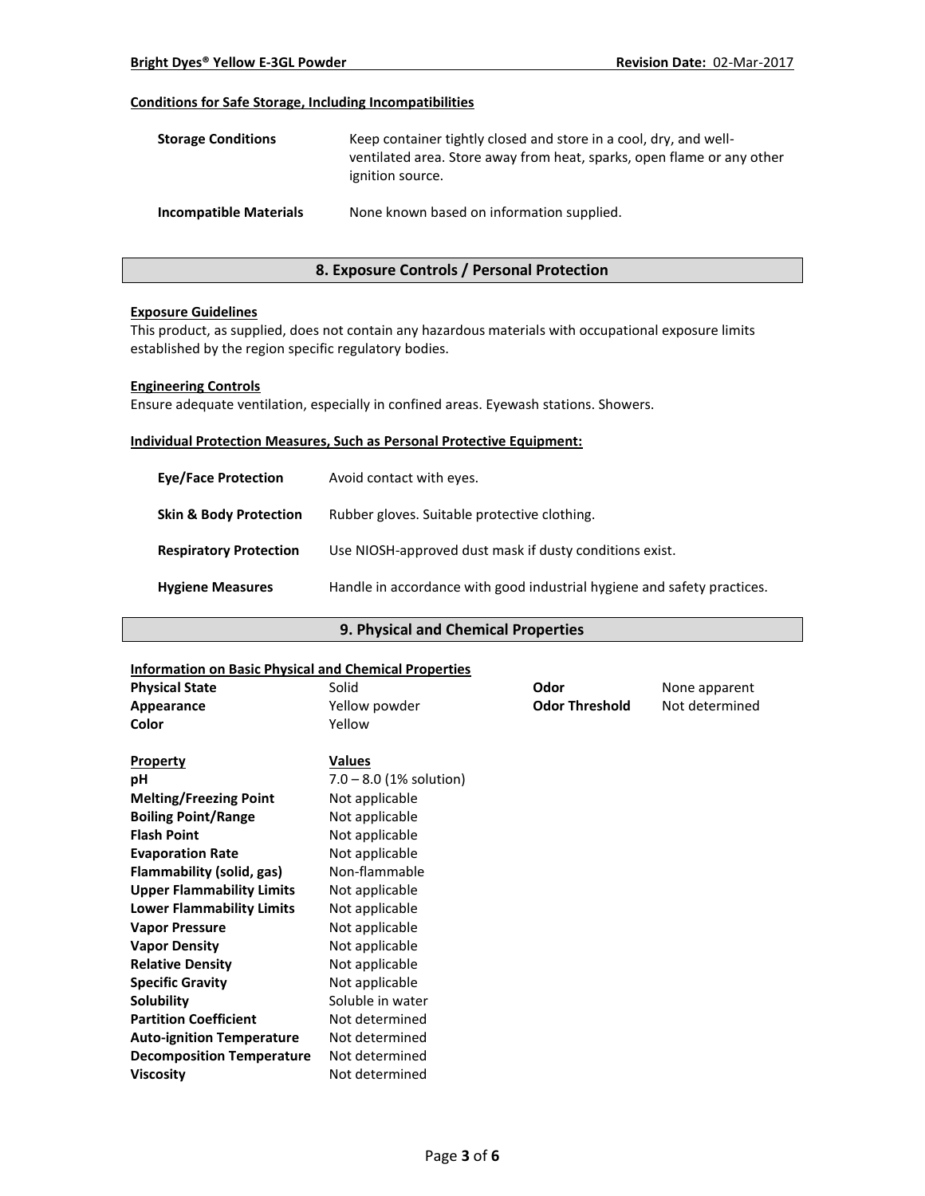#### Conditions for Safe Storage, Including Incompatibilities

| | |
|---|---|
| **Storage Conditions** | Keep container tightly closed and store in a cool, dry, and well-ventilated area. Store away from heat, sparks, open flame or any other ignition source. |
| **Incompatible Materials** | None known based on information supplied. |

## 8. Exposure Controls / Personal Protection

#### Exposure Guidelines

This product, as supplied, does not contain any hazardous materials with occupational exposure limits established by the region specific regulatory bodies.

#### Engineering Controls

Ensure adequate ventilation, especially in confined areas. Eyewash stations. Showers.

#### Individual Protection Measures, Such as Personal Protective Equipment:

| | |
|---|---|
| **Eye/Face Protection** | Avoid contact with eyes. |
| **Skin & Body Protection** | Rubber gloves. Suitable protective clothing. |
| **Respiratory Protection** | Use NIOSH-approved dust mask if dusty conditions exist. |
| **Hygiene Measures** | Handle in accordance with good industrial hygiene and safety practices. |

## 9. Physical and Chemical Properties

#### Information on Basic Physical and Chemical Properties

| | | | |
|---|---|---|---|
| **Physical State** | Solid | **Odor** | None apparent |
| **Appearance** | Yellow powder | **Odor Threshold** | Not determined |
| **Color** | Yellow | | |

| **Property** | **Values** |
|---|---|
| **pH** | 7.0 – 8.0 (1% solution) |
| **Melting/Freezing Point** | Not applicable |
| **Boiling Point/Range** | Not applicable |
| **Flash Point** | Not applicable |
| **Evaporation Rate** | Not applicable |
| **Flammability (solid, gas)** | Non-flammable |
| **Upper Flammability Limits** | Not applicable |
| **Lower Flammability Limits** | Not applicable |
| **Vapor Pressure** | Not applicable |
| **Vapor Density** | Not applicable |
| **Relative Density** | Not applicable |
| **Specific Gravity** | Not applicable |
| **Solubility** | Soluble in water |
| **Partition Coefficient** | Not determined |
| **Auto-ignition Temperature** | Not determined |
| **Decomposition Temperature** | Not determined |
| **Viscosity** | Not determined |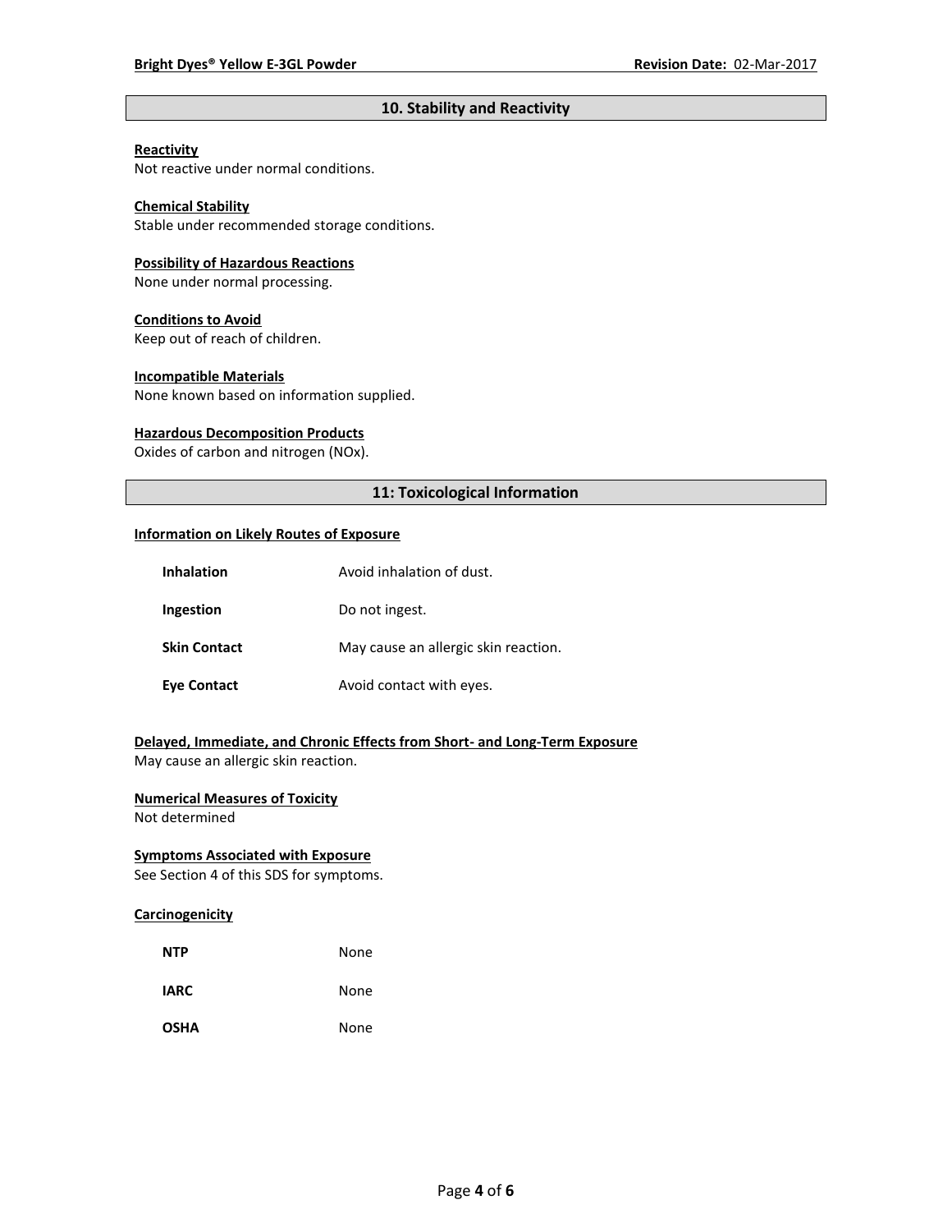## 10. Stability and Reactivity

**Reactivity**
Not reactive under normal conditions.

**Chemical Stability**
Stable under recommended storage conditions.

**Possibility of Hazardous Reactions**
None under normal processing.

**Conditions to Avoid**
Keep out of reach of children.

**Incompatible Materials**
None known based on information supplied.

**Hazardous Decomposition Products**
Oxides of carbon and nitrogen (NOx).

## 11: Toxicological Information

**Information on Likely Routes of Exposure**

| | |
|---|---|
| **Inhalation** | Avoid inhalation of dust. |
| **Ingestion** | Do not ingest. |
| **Skin Contact** | May cause an allergic skin reaction. |
| **Eye Contact** | Avoid contact with eyes. |

**Delayed, Immediate, and Chronic Effects from Short- and Long-Term Exposure**
May cause an allergic skin reaction.

**Numerical Measures of Toxicity**
Not determined

**Symptoms Associated with Exposure**
See Section 4 of this SDS for symptoms.

**Carcinogenicity**

| | |
|---|---|
| **NTP** | None |
| **IARC** | None |
| **OSHA** | None |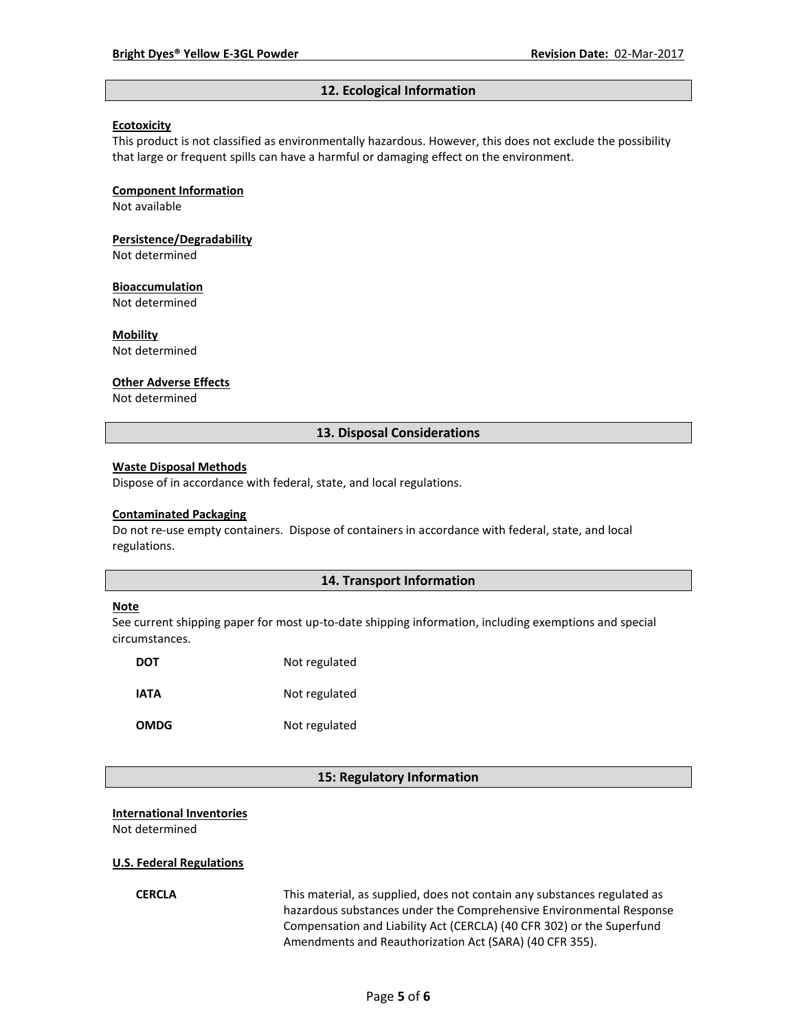## 12. Ecological Information

**Ecotoxicity**

This product is not classified as environmentally hazardous. However, this does not exclude the possibility that large or frequent spills can have a harmful or damaging effect on the environment.

**Component Information**

Not available

**Persistence/Degradability**

Not determined

**Bioaccumulation**

Not determined

**Mobility**

Not determined

**Other Adverse Effects**

Not determined

## 13. Disposal Considerations

**Waste Disposal Methods**

Dispose of in accordance with federal, state, and local regulations.

**Contaminated Packaging**

Do not re-use empty containers. Dispose of containers in accordance with federal, state, and local regulations.

## 14. Transport Information

**Note**

See current shipping paper for most up-to-date shipping information, including exemptions and special circumstances.

| | |
|---|---|
| **DOT** | Not regulated |
| **IATA** | Not regulated |
| **OMDG** | Not regulated |

## 15: Regulatory Information

**International Inventories**

Not determined

**U.S. Federal Regulations**

| | |
|---|---|
| **CERCLA** | This material, as supplied, does not contain any substances regulated as hazardous substances under the Comprehensive Environmental Response Compensation and Liability Act (CERCLA) (40 CFR 302) or the Superfund Amendments and Reauthorization Act (SARA) (40 CFR 355). |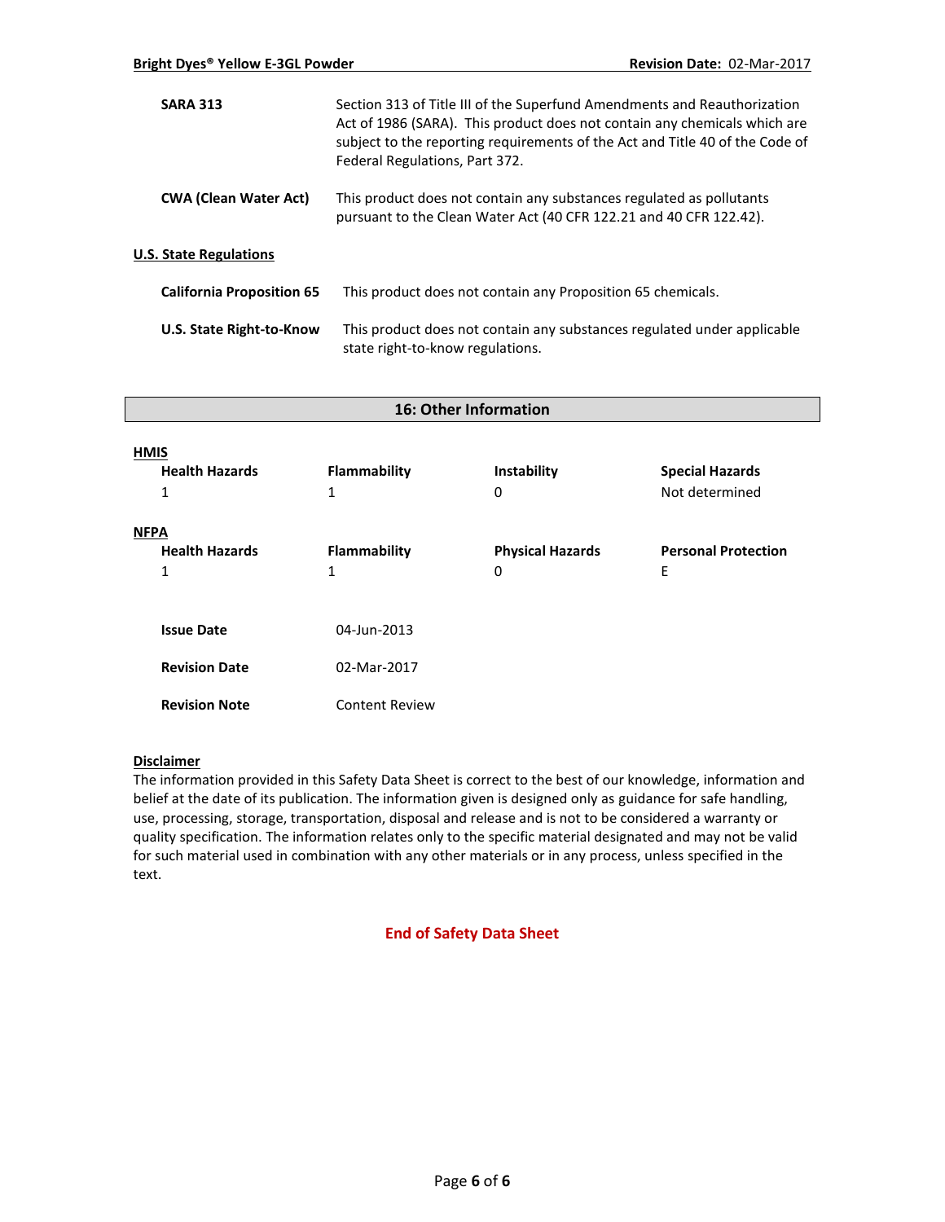| | |
|---|---|
| **SARA 313** | Section 313 of Title III of the Superfund Amendments and Reauthorization Act of 1986 (SARA). This product does not contain any chemicals which are subject to the reporting requirements of the Act and Title 40 of the Code of Federal Regulations, Part 372. |
| **CWA (Clean Water Act)** | This product does not contain any substances regulated as pollutants pursuant to the Clean Water Act (40 CFR 122.21 and 40 CFR 122.42). |

**U.S. State Regulations**

| | |
|---|---|
| **California Proposition 65** | This product does not contain any Proposition 65 chemicals. |
| **U.S. State Right-to-Know** | This product does not contain any substances regulated under applicable state right-to-know regulations. |

## 16: Other Information

**HMIS**

| Health Hazards | Flammability | Instability | Special Hazards |
|---|---|---|---|
| 1 | 1 | 0 | Not determined |

**NFPA**

| Health Hazards | Flammability | Physical Hazards | Personal Protection |
|---|---|---|---|
| 1 | 1 | 0 | E |

| | |
|---|---|
| **Issue Date** | 04-Jun-2013 |
| **Revision Date** | 02-Mar-2017 |
| **Revision Note** | Content Review |

**Disclaimer**

The information provided in this Safety Data Sheet is correct to the best of our knowledge, information and belief at the date of its publication. The information given is designed only as guidance for safe handling, use, processing, storage, transportation, disposal and release and is not to be considered a warranty or quality specification. The information relates only to the specific material designated and may not be valid for such material used in combination with any other materials or in any process, unless specified in the text.

**End of Safety Data Sheet**